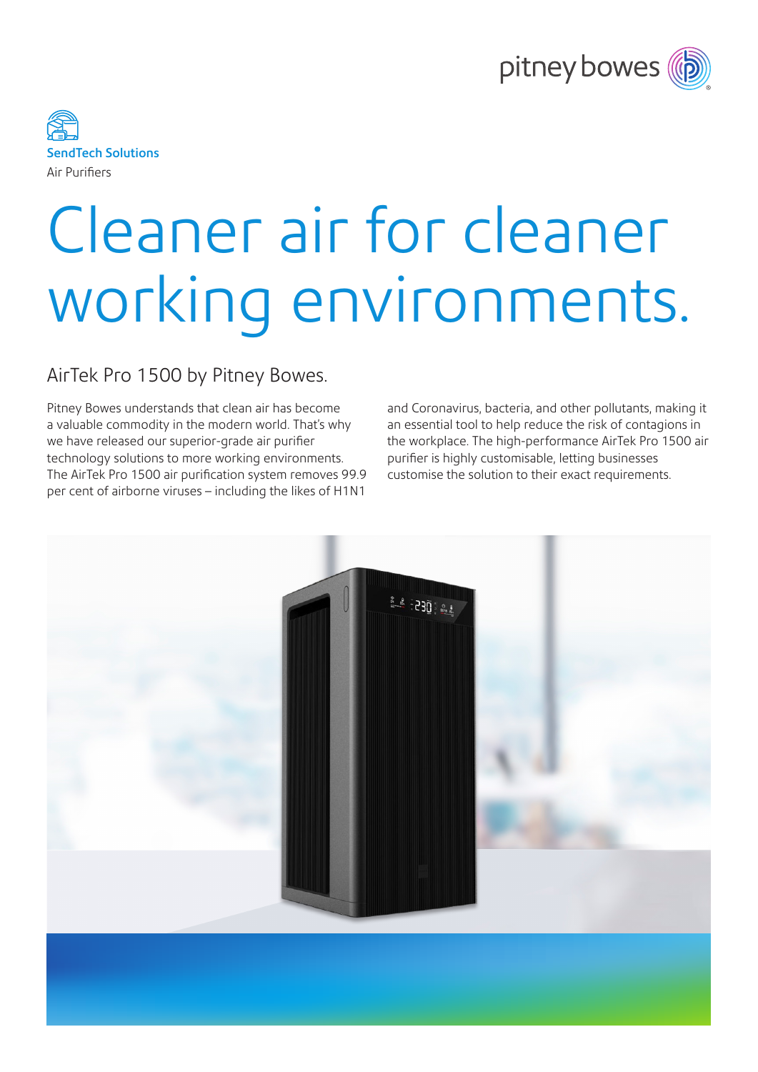SendTech Solutions

Air Purifiers

# Cleaner air for cleaner working environments.

## AirTek Pro 1500 by Pitney Bowes.

Pitney Bowes understands that clean air has become a valuable commodity in the modern world. That's why we have released our superior-grade air purifier technology solutions to more working environments. The AirTek Pro 1500 air purification system removes 99.9 per cent of airborne viruses – including the likes of H1N1 and Coronavirus, bacteria, and other pollutants, making it an essential tool to help reduce the risk of contagions in the workplace. The high-performance AirTek Pro 1500 air purifier is highly customisable, letting businesses customise the solution to their exact requirements.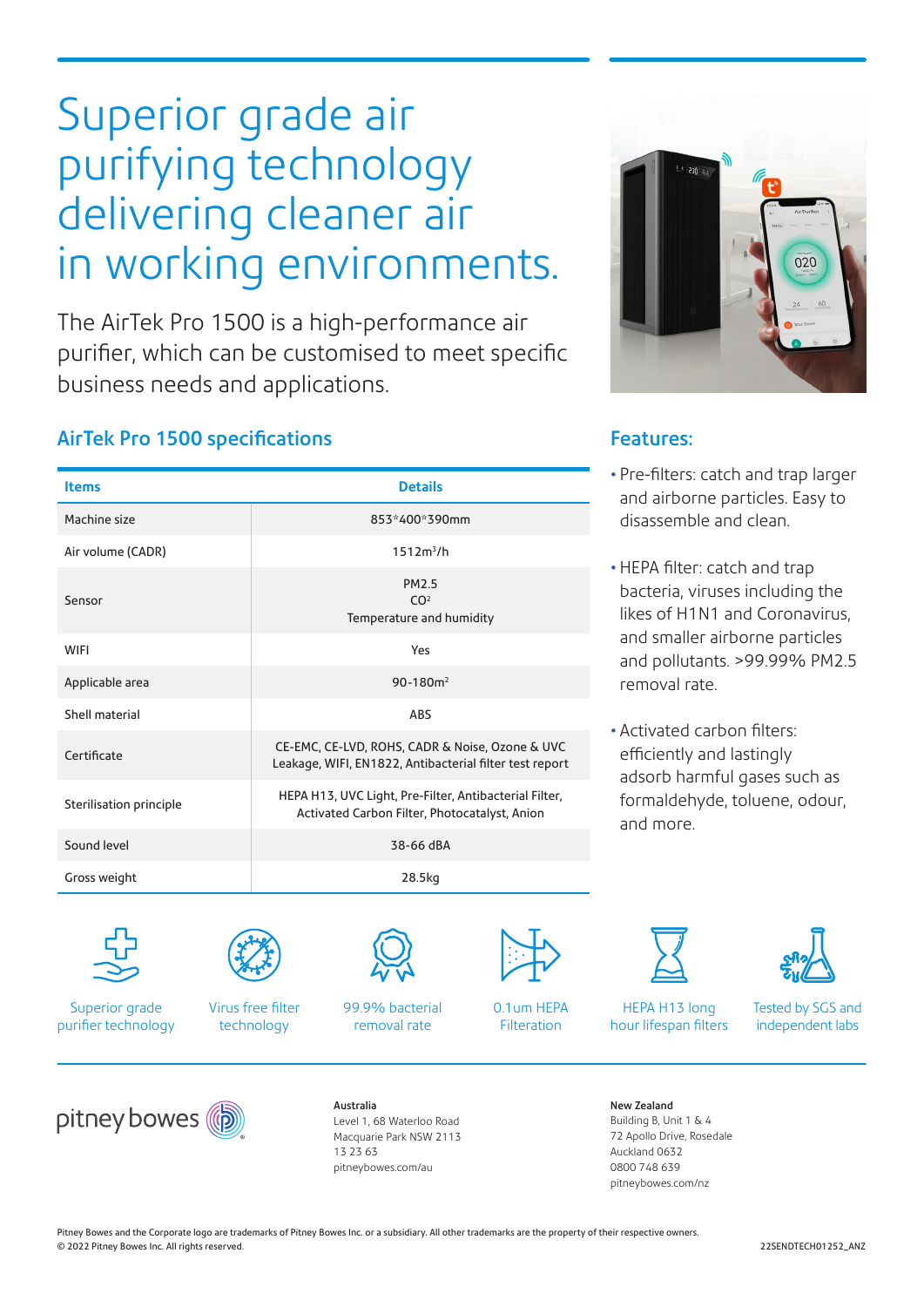# Superior grade air purifying technology delivering cleaner air in working environments.

The AirTek Pro 1500 is a high-performance air purifier, which can be customised to meet specific business needs and applications.

## AirTek Pro 1500 specifications

| Items | Details |
|---|---|
| Machine size | 853*400*390mm |
| Air volume (CADR) | 1512m³/h |
| Sensor | PM2.5<br>CO²<br>Temperature and humidity |
| WIFI | Yes |
| Applicable area | 90-180m² |
| Shell material | ABS |
| Certificate | CE-EMC, CE-LVD, ROHS, CADR & Noise, Ozone & UVC Leakage, WIFI, EN1822, Antibacterial filter test report |
| Sterilisation principle | HEPA H13, UVC Light, Pre-Filter, Antibacterial Filter, Activated Carbon Filter, Photocatalyst, Anion |
| Sound level | 38-66 dBA |
| Gross weight | 28.5kg |

## Features:

- Pre-filters: catch and trap larger and airborne particles. Easy to disassemble and clean.
- HEPA filter: catch and trap bacteria, viruses including the likes of H1N1 and Coronavirus, and smaller airborne particles and pollutants. >99.99% PM2.5 removal rate.
- Activated carbon filters: efficiently and lastingly adsorb harmful gases such as formaldehyde, toluene, odour, and more.

Superior grade purifier technology

Virus free filter technology

99.9% bacterial removal rate

0.1um HEPA Filteration

HEPA H13 long hour lifespan filters

Tested by SGS and independent labs

pitney bowes

**Australia**
Level 1, 68 Waterloo Road
Macquarie Park NSW 2113
13 23 63
pitneybowes.com/au

**New Zealand**
Building B, Unit 1 & 4
72 Apollo Drive, Rosedale
Auckland 0632
0800 748 639
pitneybowes.com/nz

Pitney Bowes and the Corporate logo are trademarks of Pitney Bowes Inc. or a subsidiary. All other trademarks are the property of their respective owners.
© 2022 Pitney Bowes Inc. All rights reserved.

22SENDTECH01252_ANZ